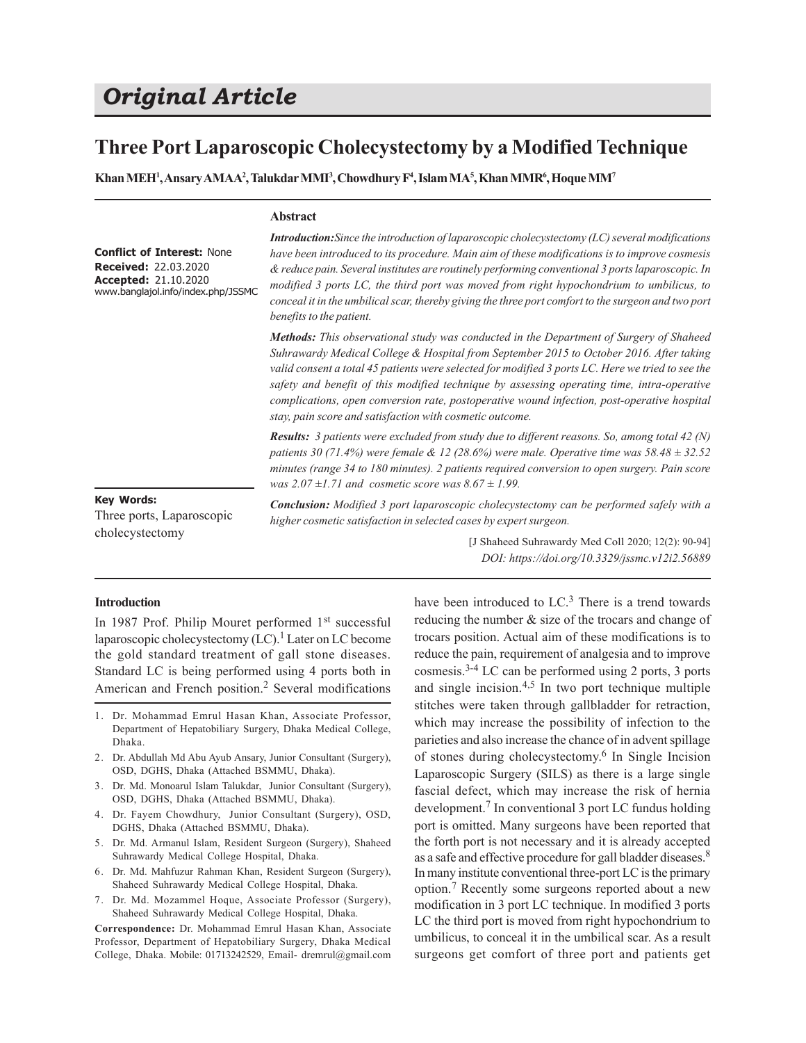*Original Article*

# Three Port Laparoscopic Cholecystectomy by a Modified Technique

**Khan MEH[1], Ansary AMAA[2], Talukdar MMI[3], Chowdhury F[4], Islam MA[5], Khan MMR[6], Hoque MM[7]**

**Conflict of Interest:** None
**Received:** 22.03.2020
**Accepted:** 21.10.2020
www.banglajol.info/index.php/JSSMC

## Abstract

***Introduction:*** *Since the introduction of laparoscopic cholecystectomy (LC) several modifications have been introduced to its procedure. Main aim of these modifications is to improve cosmesis & reduce pain. Several institutes are routinely performing conventional 3 ports laparoscopic. In modified 3 ports LC, the third port was moved from right hypochondrium to umbilicus, to conceal it in the umbilical scar, thereby giving the three port comfort to the surgeon and two port benefits to the patient.*

***Methods:*** *This observational study was conducted in the Department of Surgery of Shaheed Suhrawardy Medical College & Hospital from September 2015 to October 2016. After taking valid consent a total 45 patients were selected for modified 3 ports LC. Here we tried to see the safety and benefit of this modified technique by assessing operating time, intra-operative complications, open conversion rate, postoperative wound infection, post-operative hospital stay, pain score and satisfaction with cosmetic outcome.*

***Results:*** *3 patients were excluded from study due to different reasons. So, among total 42 (N) patients 30 (71.4%) were female & 12 (28.6%) were male. Operative time was 58.48 ± 32.52 minutes (range 34 to 180 minutes). 2 patients required conversion to open surgery. Pain score was 2.07 ±1.71 and cosmetic score was 8.67 ± 1.99.*

***Conclusion:*** *Modified 3 port laparoscopic cholecystectomy can be performed safely with a higher cosmetic satisfaction in selected cases by expert surgeon.*

[J Shaheed Suhrawardy Med Coll 2020; 12(2): 90-94]
*DOI: https://doi.org/10.3329/jssmc.v12i2.56889*

**Key Words:**
Three ports, Laparoscopic cholecystectomy

## Introduction

In 1987 Prof. Philip Mouret performed 1st successful laparoscopic cholecystectomy (LC).[1] Later on LC become the gold standard treatment of gall stone diseases. Standard LC is being performed using 4 ports both in American and French position.[2] Several modifications have been introduced to LC.[3] There is a trend towards reducing the number & size of the trocars and change of trocars position. Actual aim of these modifications is to reduce the pain, requirement of analgesia and to improve cosmesis.[3-4] LC can be performed using 2 ports, 3 ports and single incision.[4,5] In two port technique multiple stitches were taken through gallbladder for retraction, which may increase the possibility of infection to the parieties and also increase the chance of in advent spillage of stones during cholecystectomy.[6] In Single Incision Laparoscopic Surgery (SILS) as there is a large single fascial defect, which may increase the risk of hernia development.[7] In conventional 3 port LC fundus holding port is omitted. Many surgeons have been reported that the forth port is not necessary and it is already accepted as a safe and effective procedure for gall bladder diseases.[8] In many institute conventional three-port LC is the primary option.[7] Recently some surgeons reported about a new modification in 3 port LC technique. In modified 3 ports LC the third port is moved from right hypochondrium to umbilicus, to conceal it in the umbilical scar. As a result surgeons get comfort of three port and patients get

1. Dr. Mohammad Emrul Hasan Khan, Associate Professor, Department of Hepatobiliary Surgery, Dhaka Medical College, Dhaka.
2. Dr. Abdullah Md Abu Ayub Ansary, Junior Consultant (Surgery), OSD, DGHS, Dhaka (Attached BSMMU, Dhaka).
3. Dr. Md. Monoarul Islam Talukdar, Junior Consultant (Surgery), OSD, DGHS, Dhaka (Attached BSMMU, Dhaka).
4. Dr. Fayem Chowdhury, Junior Consultant (Surgery), OSD, DGHS, Dhaka (Attached BSMMU, Dhaka).
5. Dr. Md. Armanul Islam, Resident Surgeon (Surgery), Shaheed Suhrawardy Medical College Hospital, Dhaka.
6. Dr. Md. Mahfuzur Rahman Khan, Resident Surgeon (Surgery), Shaheed Suhrawardy Medical College Hospital, Dhaka.
7. Dr. Md. Mozammel Hoque, Associate Professor (Surgery), Shaheed Suhrawardy Medical College Hospital, Dhaka.

**Correspondence:** Dr. Mohammad Emrul Hasan Khan, Associate Professor, Department of Hepatobiliary Surgery, Dhaka Medical College, Dhaka. Mobile: 01713242529, Email- dremrul@gmail.com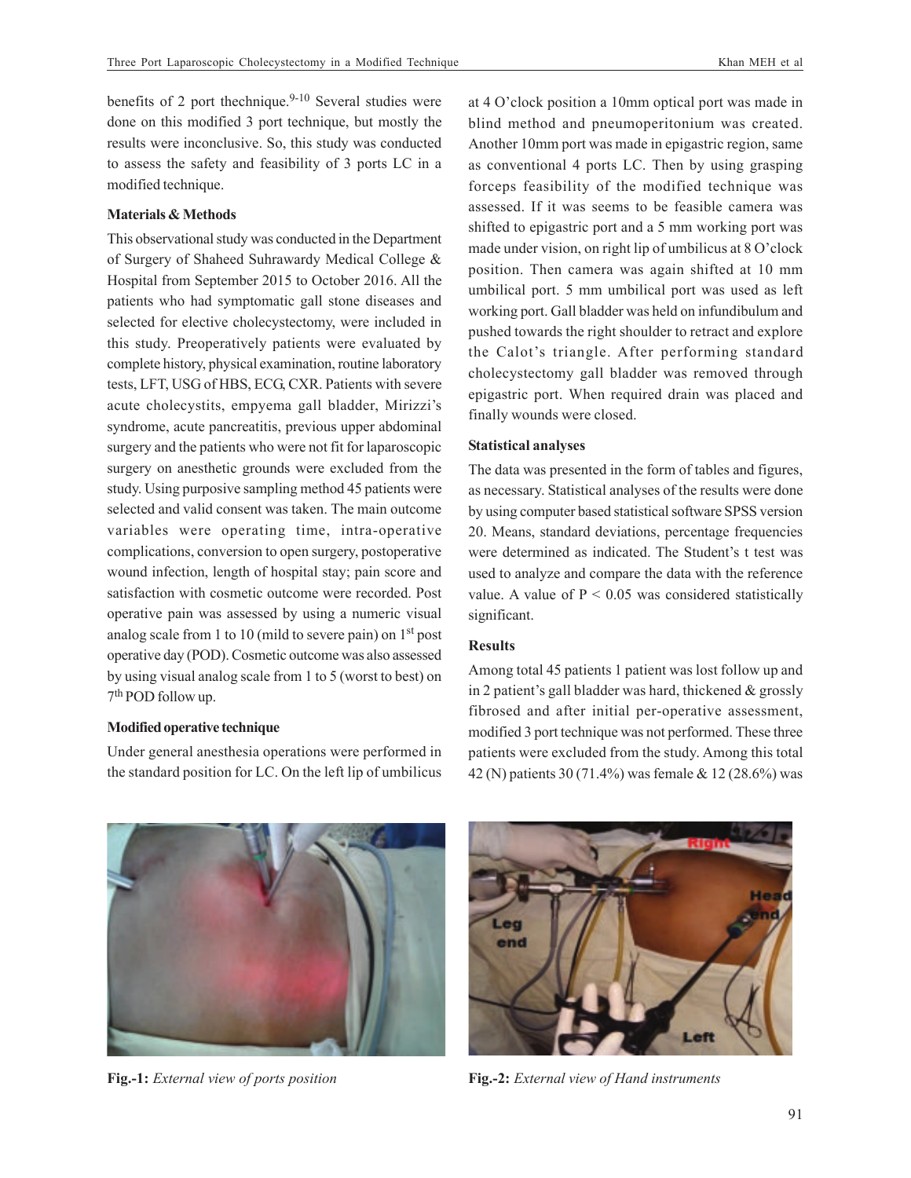benefits of 2 port thechnique.[9-10] Several studies were done on this modified 3 port technique, but mostly the results were inconclusive. So, this study was conducted to assess the safety and feasibility of 3 ports LC in a modified technique.

### Materials & Methods

This observational study was conducted in the Department of Surgery of Shaheed Suhrawardy Medical College & Hospital from September 2015 to October 2016. All the patients who had symptomatic gall stone diseases and selected for elective cholecystectomy, were included in this study. Preoperatively patients were evaluated by complete history, physical examination, routine laboratory tests, LFT, USG of HBS, ECG, CXR. Patients with severe acute cholecystits, empyema gall bladder, Mirizzi's syndrome, acute pancreatitis, previous upper abdominal surgery and the patients who were not fit for laparoscopic surgery on anesthetic grounds were excluded from the study. Using purposive sampling method 45 patients were selected and valid consent was taken. The main outcome variables were operating time, intra-operative complications, conversion to open surgery, postoperative wound infection, length of hospital stay; pain score and satisfaction with cosmetic outcome were recorded. Post operative pain was assessed by using a numeric visual analog scale from 1 to 10 (mild to severe pain) on 1st post operative day (POD). Cosmetic outcome was also assessed by using visual analog scale from 1 to 5 (worst to best) on 7th POD follow up.

### Modified operative technique

Under general anesthesia operations were performed in the standard position for LC. On the left lip of umbilicus at 4 O'clock position a 10mm optical port was made in blind method and pneumoperitonium was created. Another 10mm port was made in epigastric region, same as conventional 4 ports LC. Then by using grasping forceps feasibility of the modified technique was assessed. If it was seems to be feasible camera was shifted to epigastric port and a 5 mm working port was made under vision, on right lip of umbilicus at 8 O'clock position. Then camera was again shifted at 10 mm umbilical port. 5 mm umbilical port was used as left working port. Gall bladder was held on infundibulum and pushed towards the right shoulder to retract and explore the Calot's triangle. After performing standard cholecystectomy gall bladder was removed through epigastric port. When required drain was placed and finally wounds were closed.

### Statistical analyses

The data was presented in the form of tables and figures, as necessary. Statistical analyses of the results were done by using computer based statistical software SPSS version 20. Means, standard deviations, percentage frequencies were determined as indicated. The Student's t test was used to analyze and compare the data with the reference value. A value of $P < 0.05$ was considered statistically significant.

### Results

Among total 45 patients 1 patient was lost follow up and in 2 patient's gall bladder was hard, thickened & grossly fibrosed and after initial per-operative assessment, modified 3 port technique was not performed. These three patients were excluded from the study. Among this total 42 (N) patients 30 (71.4%) was female & 12 (28.6%) was

**Fig.-1:** *External view of ports position*

**Fig.-2:** *External view of Hand instruments*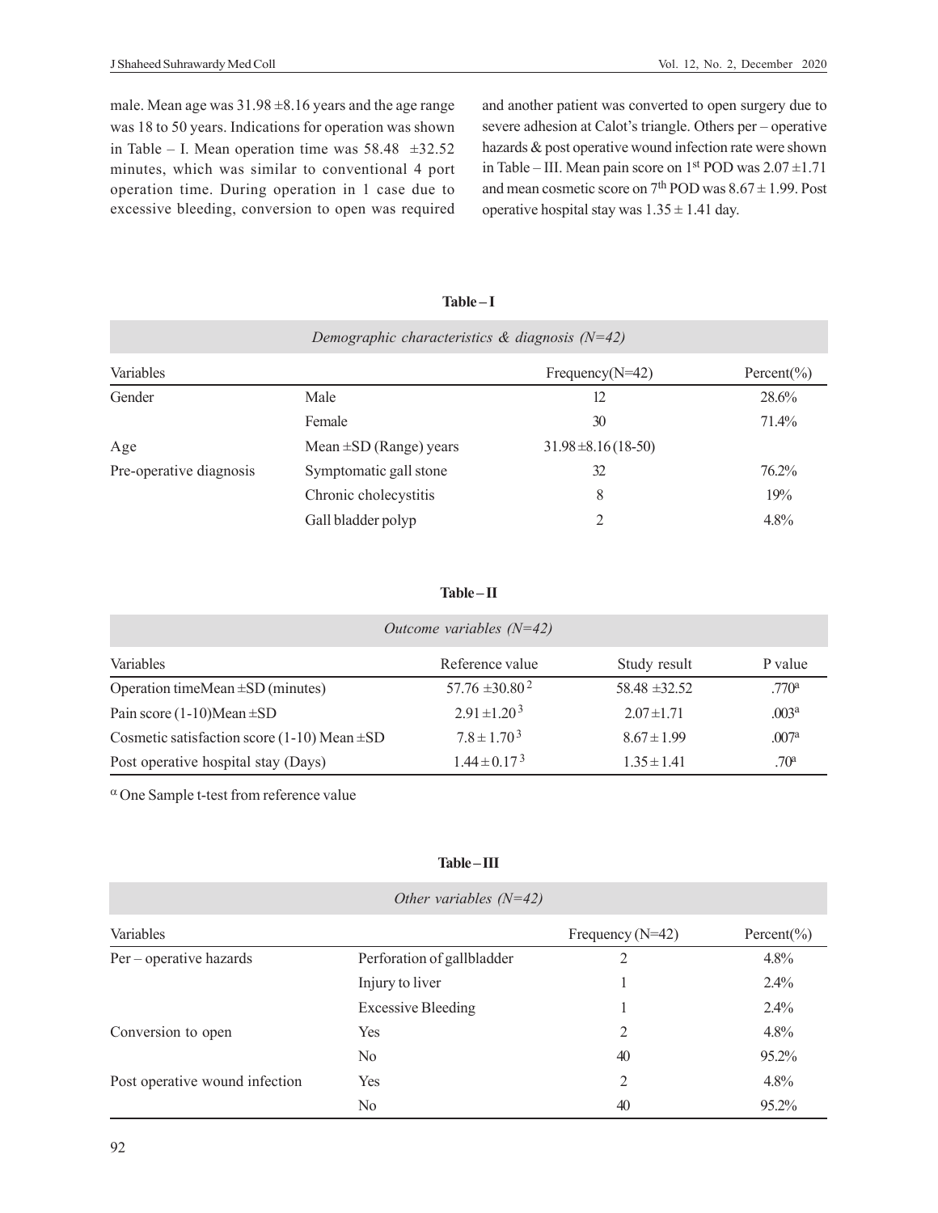male. Mean age was 31.98 ±8.16 years and the age range was 18 to 50 years. Indications for operation was shown in Table – I. Mean operation time was 58.48 ±32.52 minutes, which was similar to conventional 4 port operation time. During operation in 1 case due to excessive bleeding, conversion to open was required and another patient was converted to open surgery due to severe adhesion at Calot's triangle. Others per – operative hazards & post operative wound infection rate were shown in Table – III. Mean pain score on 1st POD was 2.07 ±1.71 and mean cosmetic score on 7th POD was 8.67 ± 1.99. Post operative hospital stay was 1.35 ± 1.41 day.

**Table – I**

*Demographic characteristics & diagnosis (N=42)*

| Variables | | Frequency(N=42) | Percent(%) |
|---|---|---|---|
| Gender | Male | 12 | 28.6% |
| | Female | 30 | 71.4% |
| Age | Mean ±SD (Range) years | 31.98 ±8.16 (18-50) | |
| Pre-operative diagnosis | Symptomatic gall stone | 32 | 76.2% |
| | Chronic cholecystitis | 8 | 19% |
| | Gall bladder polyp | 2 | 4.8% |

**Table – II**

*Outcome variables (N=42)*

| Variables | Reference value | Study result | P value |
|---|---|---|---|
| Operation timeMean ±SD (minutes) | 57.76 ±30.80 [2] | 58.48 ±32.52 | .770[a] |
| Pain score (1-10)Mean ±SD | 2.91 ±1.20 [3] | 2.07 ±1.71 | .003[a] |
| Cosmetic satisfaction score (1-10) Mean ±SD | 7.8 ± 1.70 [3] | 8.67 ± 1.99 | .007[a] |
| Post operative hospital stay (Days) | 1.44 ± 0.17 [3] | 1.35 ± 1.41 | .70[a] |

[α] One Sample t-test from reference value

**Table – III**

*Other variables (N=42)*

| Variables | | Frequency (N=42) | Percent(%) |
|---|---|---|---|
| Per – operative hazards | Perforation of gallbladder | 2 | 4.8% |
| | Injury to liver | 1 | 2.4% |
| | Excessive Bleeding | 1 | 2.4% |
| Conversion to open | Yes | 2 | 4.8% |
| | No | 40 | 95.2% |
| Post operative wound infection | Yes | 2 | 4.8% |
| | No | 40 | 95.2% |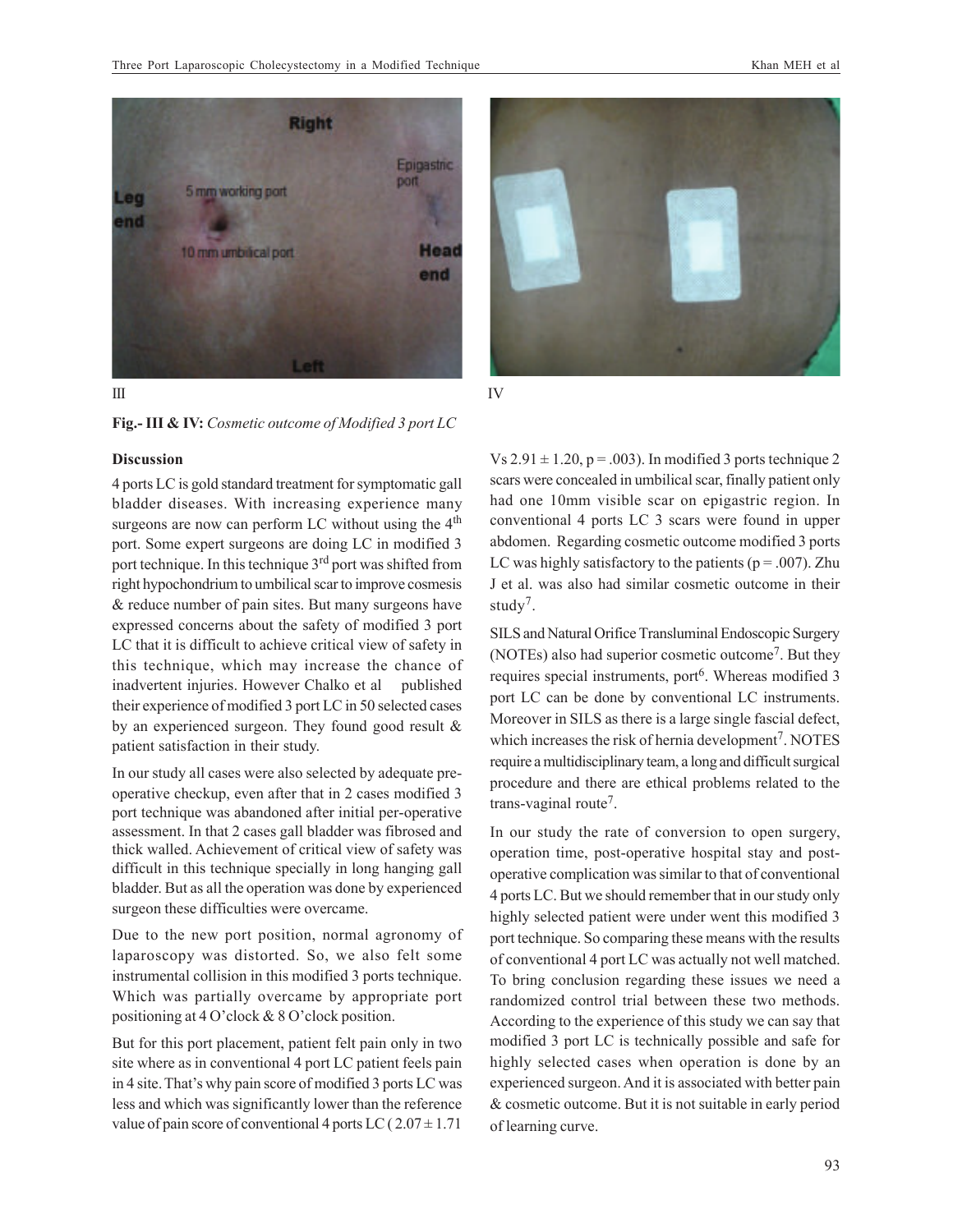III IV

**Fig.- III & IV:** *Cosmetic outcome of Modified 3 port LC*

### Discussion

4 ports LC is gold standard treatment for symptomatic gall bladder diseases. With increasing experience many surgeons are now can perform LC without using the 4th port. Some expert surgeons are doing LC in modified 3 port technique. In this technique 3rd port was shifted from right hypochondrium to umbilical scar to improve cosmesis & reduce number of pain sites. But many surgeons have expressed concerns about the safety of modified 3 port LC that it is difficult to achieve critical view of safety in this technique, which may increase the chance of inadvertent injuries. However Chalko et al published their experience of modified 3 port LC in 50 selected cases by an experienced surgeon. They found good result & patient satisfaction in their study.

In our study all cases were also selected by adequate pre-operative checkup, even after that in 2 cases modified 3 port technique was abandoned after initial per-operative assessment. In that 2 cases gall bladder was fibrosed and thick walled. Achievement of critical view of safety was difficult in this technique specially in long hanging gall bladder. But as all the operation was done by experienced surgeon these difficulties were overcame.

Due to the new port position, normal agronomy of laparoscopy was distorted. So, we also felt some instrumental collision in this modified 3 ports technique. Which was partially overcame by appropriate port positioning at 4 O'clock & 8 O'clock position.

But for this port placement, patient felt pain only in two site where as in conventional 4 port LC patient feels pain in 4 site. That's why pain score of modified 3 ports LC was less and which was significantly lower than the reference value of pain score of conventional 4 ports LC ( $2.07 \pm 1.71$ Vs $2.91 \pm 1.20$, $p = .003$). In modified 3 ports technique 2 scars were concealed in umbilical scar, finally patient only had one 10mm visible scar on epigastric region. In conventional 4 ports LC 3 scars were found in upper abdomen. Regarding cosmetic outcome modified 3 ports LC was highly satisfactory to the patients ($p = .007$). Zhu J et al. was also had similar cosmetic outcome in their study[7].

SILS and Natural Orifice Transluminal Endoscopic Surgery (NOTEs) also had superior cosmetic outcome[7]. But they requires special instruments, port[6]. Whereas modified 3 port LC can be done by conventional LC instruments. Moreover in SILS as there is a large single fascial defect, which increases the risk of hernia development[7]. NOTES require a multidisciplinary team, a long and difficult surgical procedure and there are ethical problems related to the trans-vaginal route[7].

In our study the rate of conversion to open surgery, operation time, post-operative hospital stay and post-operative complication was similar to that of conventional 4 ports LC. But we should remember that in our study only highly selected patient were under went this modified 3 port technique. So comparing these means with the results of conventional 4 port LC was actually not well matched. To bring conclusion regarding these issues we need a randomized control trial between these two methods. According to the experience of this study we can say that modified 3 port LC is technically possible and safe for highly selected cases when operation is done by an experienced surgeon. And it is associated with better pain & cosmetic outcome. But it is not suitable in early period of learning curve.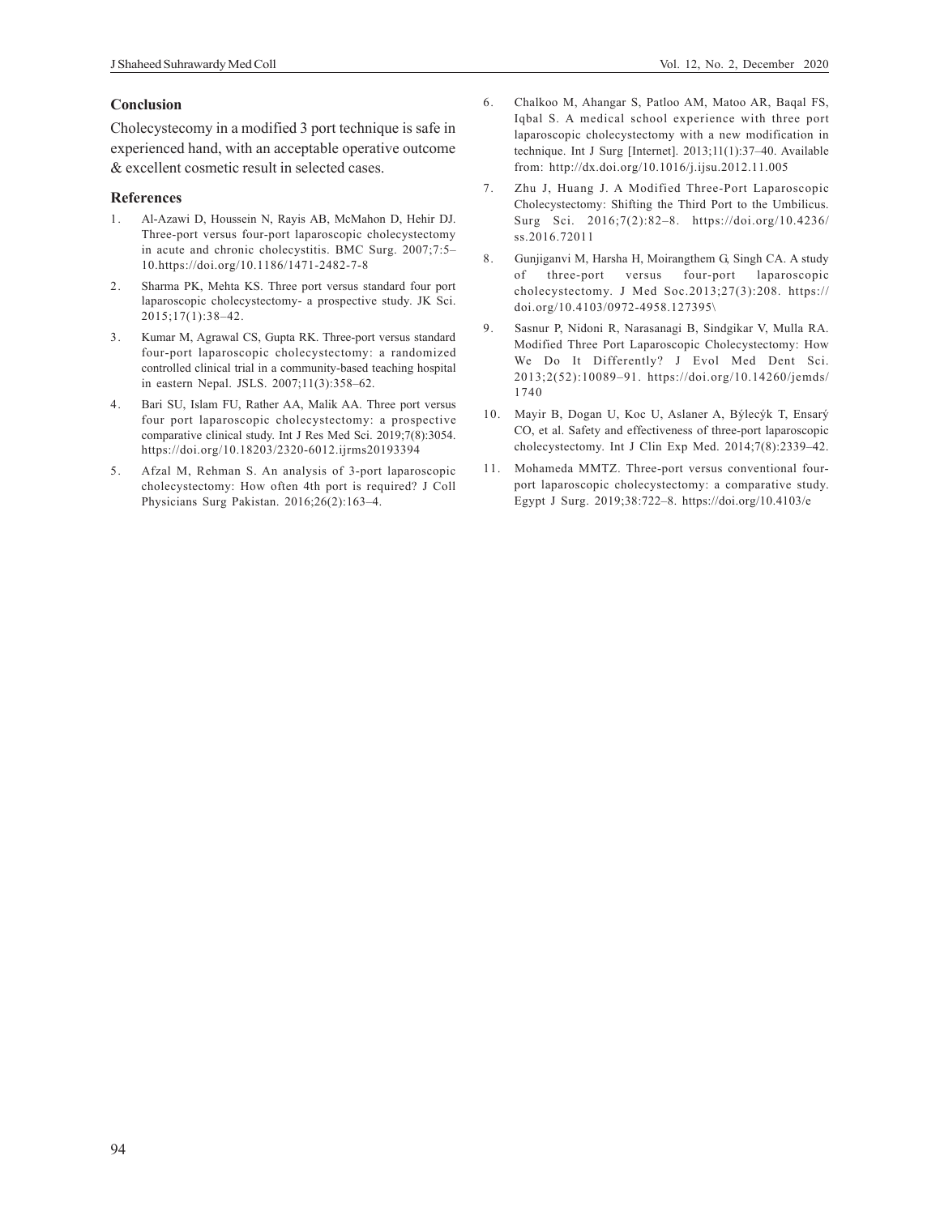## Conclusion

Cholecystecomy in a modified 3 port technique is safe in experienced hand, with an acceptable operative outcome & excellent cosmetic result in selected cases.

## References

1. Al-Azawi D, Houssein N, Rayis AB, McMahon D, Hehir DJ. Three-port versus four-port laparoscopic cholecystectomy in acute and chronic cholecystitis. BMC Surg. 2007;7:5–10.https://doi.org/10.1186/1471-2482-7-8
2. Sharma PK, Mehta KS. Three port versus standard four port laparoscopic cholecystectomy- a prospective study. JK Sci. 2015;17(1):38–42.
3. Kumar M, Agrawal CS, Gupta RK. Three-port versus standard four-port laparoscopic cholecystectomy: a randomized controlled clinical trial in a community-based teaching hospital in eastern Nepal. JSLS. 2007;11(3):358–62.
4. Bari SU, Islam FU, Rather AA, Malik AA. Three port versus four port laparoscopic cholecystectomy: a prospective comparative clinical study. Int J Res Med Sci. 2019;7(8):3054. https://doi.org/10.18203/2320-6012.ijrms20193394
5. Afzal M, Rehman S. An analysis of 3-port laparoscopic cholecystectomy: How often 4th port is required? J Coll Physicians Surg Pakistan. 2016;26(2):163–4.
6. Chalkoo M, Ahangar S, Patloo AM, Matoo AR, Baqal FS, Iqbal S. A medical school experience with three port laparoscopic cholecystectomy with a new modification in technique. Int J Surg [Internet]. 2013;11(1):37–40. Available from: http://dx.doi.org/10.1016/j.ijsu.2012.11.005
7. Zhu J, Huang J. A Modified Three-Port Laparoscopic Cholecystectomy: Shifting the Third Port to the Umbilicus. Surg Sci. 2016;7(2):82–8. https://doi.org/10.4236/ss.2016.72011
8. Gunjiganvi M, Harsha H, Moirangthem G, Singh CA. A study of three-port versus four-port laparoscopic cholecystectomy. J Med Soc.2013;27(3):208. https://doi.org/10.4103/0972-4958.127395\
9. Sasnur P, Nidoni R, Narasanagi B, Sindgikar V, Mulla RA. Modified Three Port Laparoscopic Cholecystectomy: How We Do It Differently? J Evol Med Dent Sci. 2013;2(52):10089–91. https://doi.org/10.14260/jemds/1740
10. Mayir B, Dogan U, Koc U, Aslaner A, Býlecýk T, Ensarý CO, et al. Safety and effectiveness of three-port laparoscopic cholecystectomy. Int J Clin Exp Med. 2014;7(8):2339–42.
11. Mohameda MMTZ. Three-port versus conventional four-port laparoscopic cholecystectomy: a comparative study. Egypt J Surg. 2019;38:722–8. https://doi.org/10.4103/e